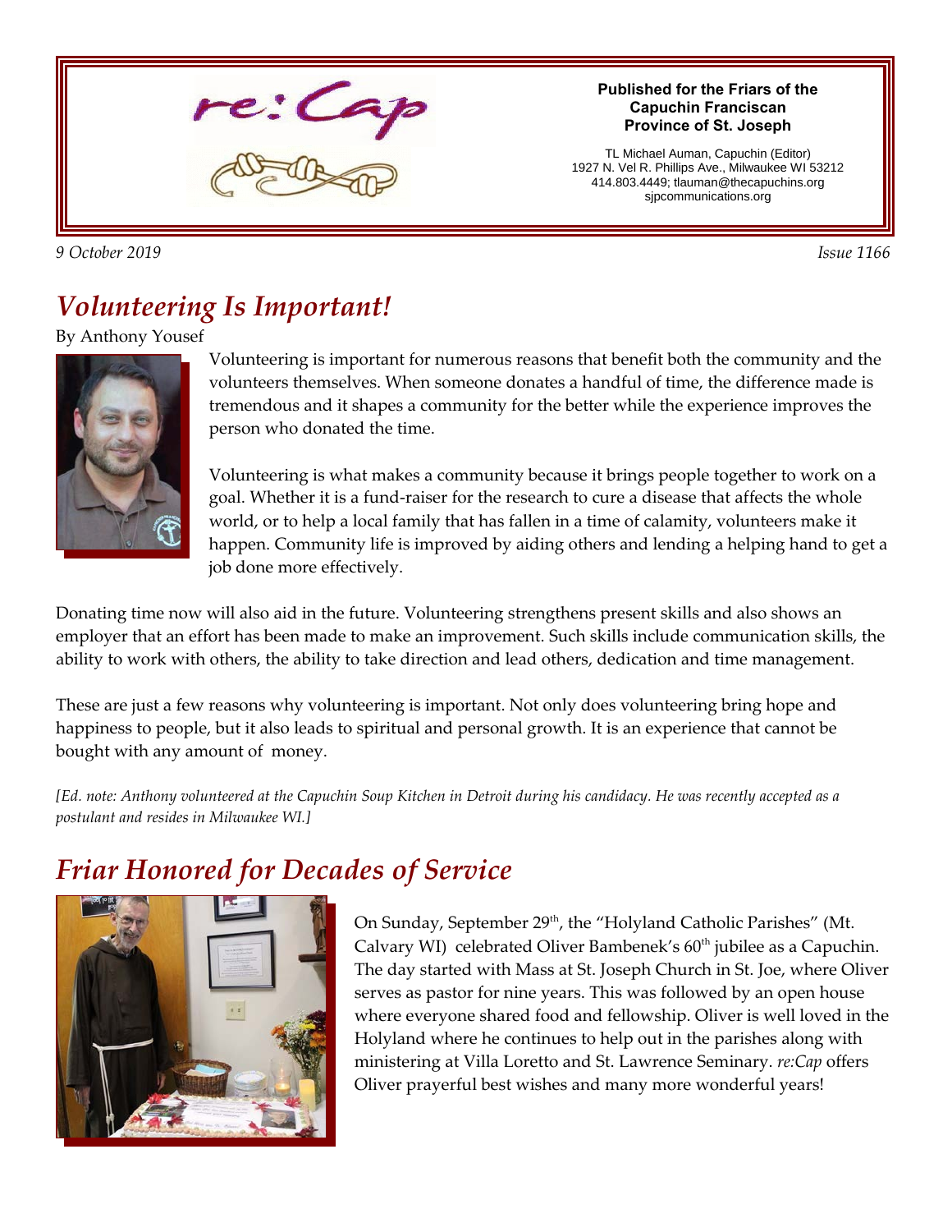# re:Cap

**Published for the Friars of the Capuchin Franciscan Province of St. Joseph**

TL Michael Auman, Capuchin (Editor)
1927 N. Vel R. Phillips Ave., Milwaukee WI 53212
414.803.4449; tlauman@thecapuchins.org
sjpcommunications.org

*9 October 2019* *Issue 1166*

## *Volunteering Is Important!*

By Anthony Yousef

Volunteering is important for numerous reasons that benefit both the community and the volunteers themselves. When someone donates a handful of time, the difference made is tremendous and it shapes a community for the better while the experience improves the person who donated the time.

Volunteering is what makes a community because it brings people together to work on a goal. Whether it is a fund-raiser for the research to cure a disease that affects the whole world, or to help a local family that has fallen in a time of calamity, volunteers make it happen. Community life is improved by aiding others and lending a helping hand to get a job done more effectively.

Donating time now will also aid in the future. Volunteering strengthens present skills and also shows an employer that an effort has been made to make an improvement. Such skills include communication skills, the ability to work with others, the ability to take direction and lead others, dedication and time management.

These are just a few reasons why volunteering is important. Not only does volunteering bring hope and happiness to people, but it also leads to spiritual and personal growth. It is an experience that cannot be bought with any amount of money.

*[Ed. note: Anthony volunteered at the Capuchin Soup Kitchen in Detroit during his candidacy. He was recently accepted as a postulant and resides in Milwaukee WI.]*

## *Friar Honored for Decades of Service*

On Sunday, September 29th, the "Holyland Catholic Parishes" (Mt. Calvary WI) celebrated Oliver Bambenek's 60th jubilee as a Capuchin. The day started with Mass at St. Joseph Church in St. Joe, where Oliver serves as pastor for nine years. This was followed by an open house where everyone shared food and fellowship. Oliver is well loved in the Holyland where he continues to help out in the parishes along with ministering at Villa Loretto and St. Lawrence Seminary. *re:Cap* offers Oliver prayerful best wishes and many more wonderful years!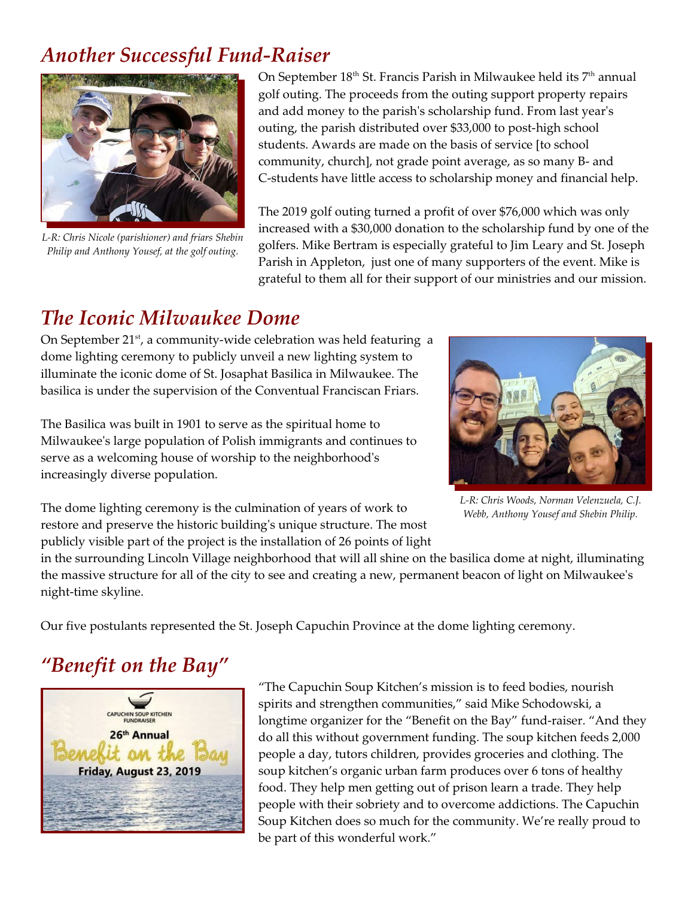## *Another Successful Fund-Raiser*

*L-R: Chris Nicole (parishioner) and friars Shebin Philip and Anthony Yousef, at the golf outing.*

On September 18th St. Francis Parish in Milwaukee held its 7th annual golf outing. The proceeds from the outing support property repairs and add money to the parish's scholarship fund. From last year's outing, the parish distributed over $33,000 to post-high school students. Awards are made on the basis of service [to school community, church], not grade point average, as so many B- and C-students have little access to scholarship money and financial help.

The 2019 golf outing turned a profit of over $76,000 which was only increased with a $30,000 donation to the scholarship fund by one of the golfers. Mike Bertram is especially grateful to Jim Leary and St. Joseph Parish in Appleton, just one of many supporters of the event. Mike is grateful to them all for their support of our ministries and our mission.

## *The Iconic Milwaukee Dome*

On September 21st, a community-wide celebration was held featuring a dome lighting ceremony to publicly unveil a new lighting system to illuminate the iconic dome of St. Josaphat Basilica in Milwaukee. The basilica is under the supervision of the Conventual Franciscan Friars.

The Basilica was built in 1901 to serve as the spiritual home to Milwaukee's large population of Polish immigrants and continues to serve as a welcoming house of worship to the neighborhood's increasingly diverse population.

*L-R: Chris Woods, Norman Velenzuela, C.J. Webb, Anthony Yousef and Shebin Philip.*

The dome lighting ceremony is the culmination of years of work to restore and preserve the historic building's unique structure. The most publicly visible part of the project is the installation of 26 points of light in the surrounding Lincoln Village neighborhood that will all shine on the basilica dome at night, illuminating the massive structure for all of the city to see and creating a new, permanent beacon of light on Milwaukee's night-time skyline.

Our five postulants represented the St. Joseph Capuchin Province at the dome lighting ceremony.

## *"Benefit on the Bay"*

CAPUCHIN SOUP KITCHEN FUNDRAISER
26th Annual
Benefit on the Bay
Friday, August 23, 2019

"The Capuchin Soup Kitchen's mission is to feed bodies, nourish spirits and strengthen communities," said Mike Schodowski, a longtime organizer for the "Benefit on the Bay" fund-raiser. "And they do all this without government funding. The soup kitchen feeds 2,000 people a day, tutors children, provides groceries and clothing. The soup kitchen's organic urban farm produces over 6 tons of healthy food. They help men getting out of prison learn a trade. They help people with their sobriety and to overcome addictions. The Capuchin Soup Kitchen does so much for the community. We're really proud to be part of this wonderful work."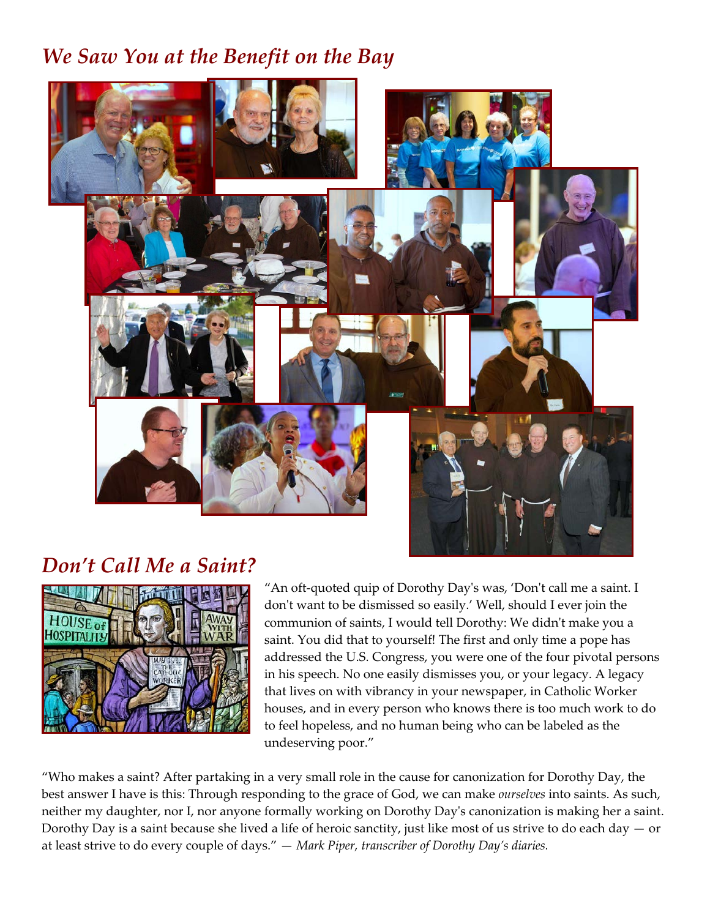## *We Saw You at the Benefit on the Bay*

## *Don't Call Me a Saint?*

"An oft-quoted quip of Dorothy Day's was, 'Don't call me a saint. I don't want to be dismissed so easily.' Well, should I ever join the communion of saints, I would tell Dorothy: We didn't make you a saint. You did that to yourself! The first and only time a pope has addressed the U.S. Congress, you were one of the four pivotal persons in his speech. No one easily dismisses you, or your legacy. A legacy that lives on with vibrancy in your newspaper, in Catholic Worker houses, and in every person who knows there is too much work to do to feel hopeless, and no human being who can be labeled as the undeserving poor."

"Who makes a saint? After partaking in a very small role in the cause for canonization for Dorothy Day, the best answer I have is this: Through responding to the grace of God, we can make *ourselves* into saints. As such, neither my daughter, nor I, nor anyone formally working on Dorothy Day's canonization is making her a saint. Dorothy Day is a saint because she lived a life of heroic sanctity, just like most of us strive to do each day — or at least strive to do every couple of days." — *Mark Piper, transcriber of Dorothy Day's diaries.*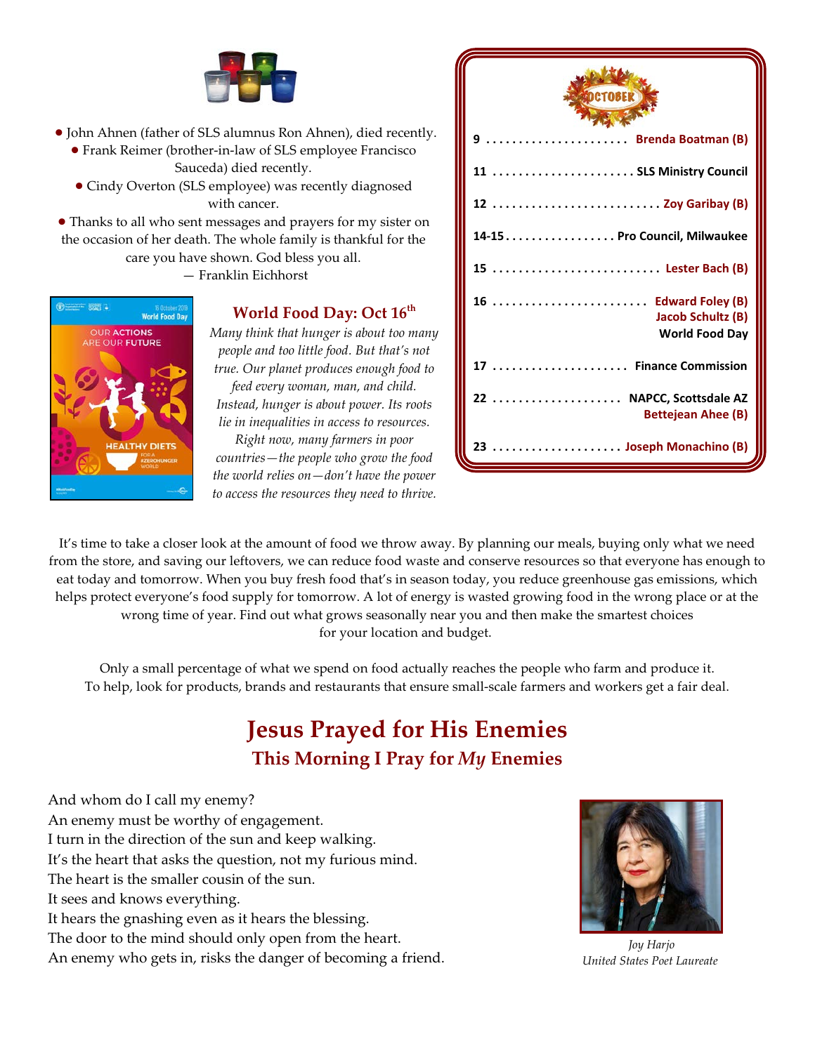- John Ahnen (father of SLS alumnus Ron Ahnen), died recently.
- Frank Reimer (brother-in-law of SLS employee Francisco Sauceda) died recently.
- Cindy Overton (SLS employee) was recently diagnosed with cancer.
- Thanks to all who sent messages and prayers for my sister on the occasion of her death. The whole family is thankful for the care you have shown. God bless you all. — Franklin Eichhorst

## World Food Day: Oct 16th

*Many think that hunger is about too many people and too little food. But that's not true. Our planet produces enough food to feed every woman, man, and child. Instead, hunger is about power. Its roots lie in inequalities in access to resources. Right now, many farmers in poor countries—the people who grow the food the world relies on—don't have the power to access the resources they need to thrive.*

It's time to take a closer look at the amount of food we throw away. By planning our meals, buying only what we need from the store, and saving our leftovers, we can reduce food waste and conserve resources so that everyone has enough to eat today and tomorrow. When you buy fresh food that's in season today, you reduce greenhouse gas emissions, which helps protect everyone's food supply for tomorrow. A lot of energy is wasted growing food in the wrong place or at the wrong time of year. Find out what grows seasonally near you and then make the smartest choices for your location and budget.

Only a small percentage of what we spend on food actually reaches the people who farm and produce it. To help, look for products, brands and restaurants that ensure small-scale farmers and workers get a fair deal.

## October

| | |
|---|---|
| 9 | Brenda Boatman (B) |
| 11 | SLS Ministry Council |
| 12 | Zoy Garibay (B) |
| 14-15 | Pro Council, Milwaukee |
| 15 | Lester Bach (B) |
| 16 | Edward Foley (B)<br>Jacob Schultz (B)<br>World Food Day |
| 17 | Finance Commission |
| 22 | NAPCC, Scottsdale AZ<br>Bettejean Ahee (B) |
| 23 | Joseph Monachino (B) |

# Jesus Prayed for His Enemies

## This Morning I Pray for *My* Enemies

And whom do I call my enemy?
An enemy must be worthy of engagement.
I turn in the direction of the sun and keep walking.
It's the heart that asks the question, not my furious mind.
The heart is the smaller cousin of the sun.
It sees and knows everything.
It hears the gnashing even as it hears the blessing.
The door to the mind should only open from the heart.
An enemy who gets in, risks the danger of becoming a friend.

*Joy Harjo*
*United States Poet Laureate*